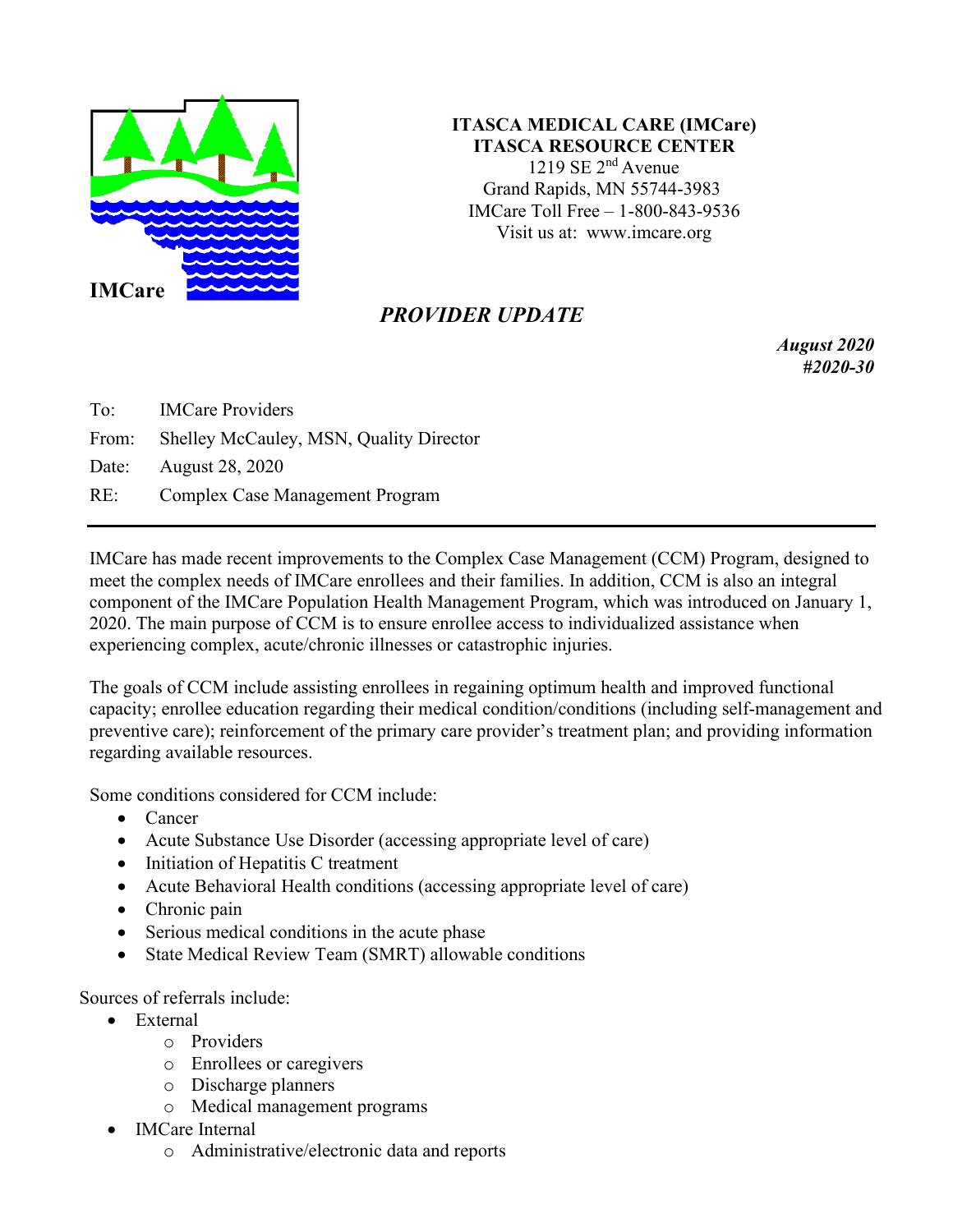IMCare

**ITASCA MEDICAL CARE (IMCare)**
**ITASCA RESOURCE CENTER**
1219 SE 2nd Avenue
Grand Rapids, MN 55744-3983
IMCare Toll Free – 1-800-843-9536
Visit us at: www.imcare.org

# *PROVIDER UPDATE*

***August 2020***
***#2020-30***

To: IMCare Providers
From: Shelley McCauley, MSN, Quality Director
Date: August 28, 2020
RE: Complex Case Management Program

---

IMCare has made recent improvements to the Complex Case Management (CCM) Program, designed to meet the complex needs of IMCare enrollees and their families. In addition, CCM is also an integral component of the IMCare Population Health Management Program, which was introduced on January 1, 2020. The main purpose of CCM is to ensure enrollee access to individualized assistance when experiencing complex, acute/chronic illnesses or catastrophic injuries.

The goals of CCM include assisting enrollees in regaining optimum health and improved functional capacity; enrollee education regarding their medical condition/conditions (including self-management and preventive care); reinforcement of the primary care provider's treatment plan; and providing information regarding available resources.

Some conditions considered for CCM include:

- Cancer
- Acute Substance Use Disorder (accessing appropriate level of care)
- Initiation of Hepatitis C treatment
- Acute Behavioral Health conditions (accessing appropriate level of care)
- Chronic pain
- Serious medical conditions in the acute phase
- State Medical Review Team (SMRT) allowable conditions

Sources of referrals include:

- External
  - Providers
  - Enrollees or caregivers
  - Discharge planners
  - Medical management programs
- IMCare Internal
  - Administrative/electronic data and reports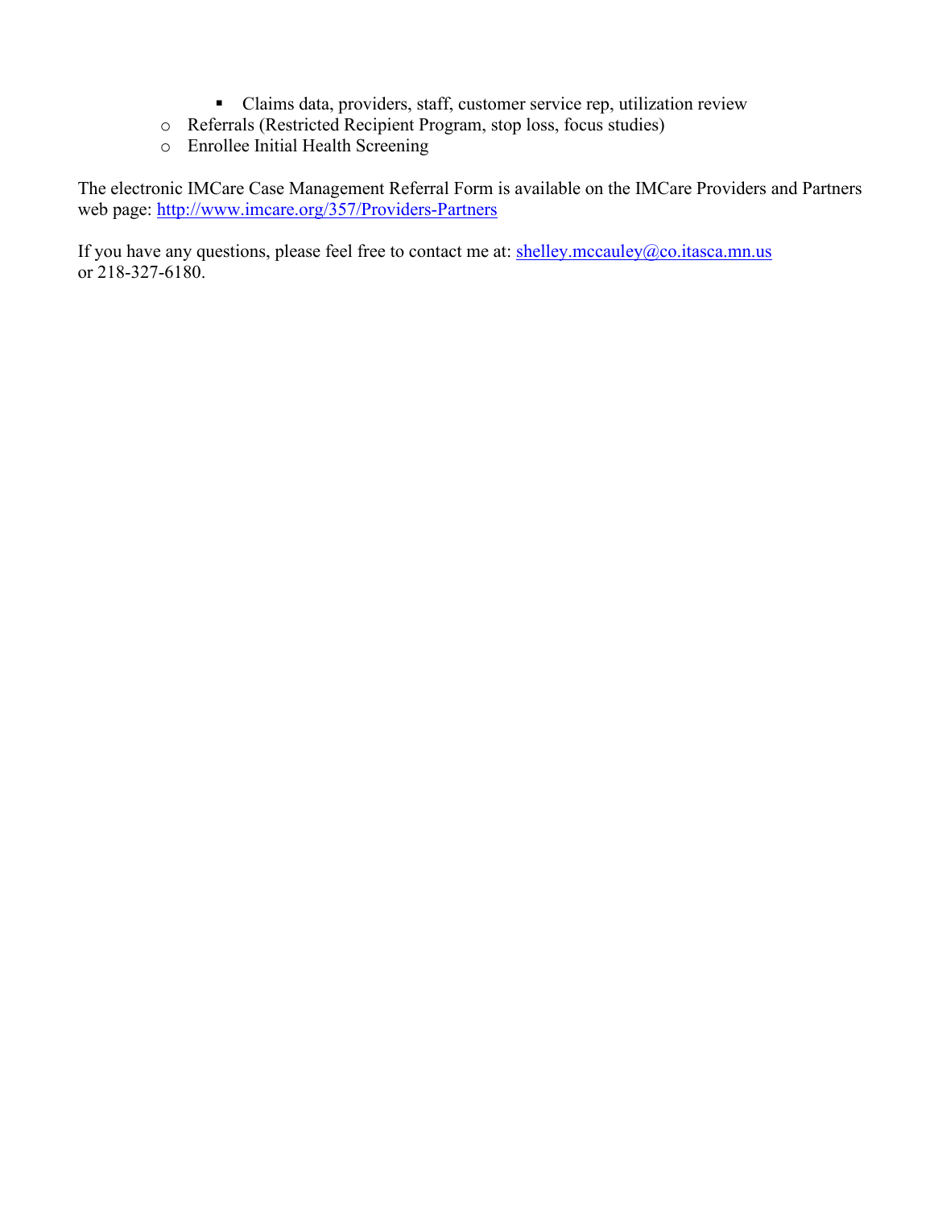- Claims data, providers, staff, customer service rep, utilization review
  - Referrals (Restricted Recipient Program, stop loss, focus studies)
  - Enrollee Initial Health Screening

The electronic IMCare Case Management Referral Form is available on the IMCare Providers and Partners web page: [http://www.imcare.org/357/Providers-Partners](http://www.imcare.org/357/Providers-Partners)

If you have any questions, please feel free to contact me at: [shelley.mccauley@co.itasca.mn.us](mailto:shelley.mccauley@co.itasca.mn.us) or 218-327-6180.